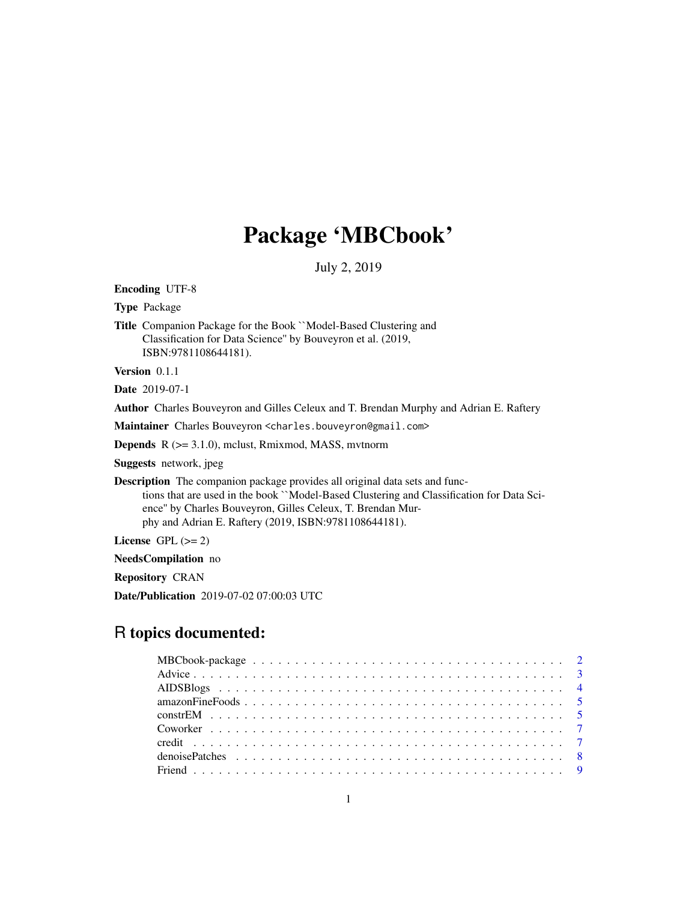# Package 'MBCbook'

July 2, 2019

**Encoding** UTF-8

**Type** Package

**Title** Companion Package for the Book ``Model-Based Clustering and Classification for Data Science'' by Bouveyron et al. (2019, ISBN:9781108644181).

**Version** 0.1.1

**Date** 2019-07-1

**Author** Charles Bouveyron and Gilles Celeux and T. Brendan Murphy and Adrian E. Raftery

**Maintainer** Charles Bouveyron <charles.bouveyron@gmail.com>

**Depends** R (>= 3.1.0), mclust, Rmixmod, MASS, mvtnorm

**Suggests** network, jpeg

**Description** The companion package provides all original data sets and functions that are used in the book ``Model-Based Clustering and Classification for Data Science'' by Charles Bouveyron, Gilles Celeux, T. Brendan Murphy and Adrian E. Raftery (2019, ISBN:9781108644181).

**License** GPL (>= 2)

**NeedsCompilation** no

**Repository** CRAN

**Date/Publication** 2019-07-02 07:00:03 UTC

## R topics documented:

| | |
|---|---|
| MBCbook-package | 2 |
| Advice | 3 |
| AIDSBlogs | 4 |
| amazonFineFoods | 5 |
| constrEM | 5 |
| Coworker | 7 |
| credit | 7 |
| denoisePatches | 8 |
| Friend | 9 |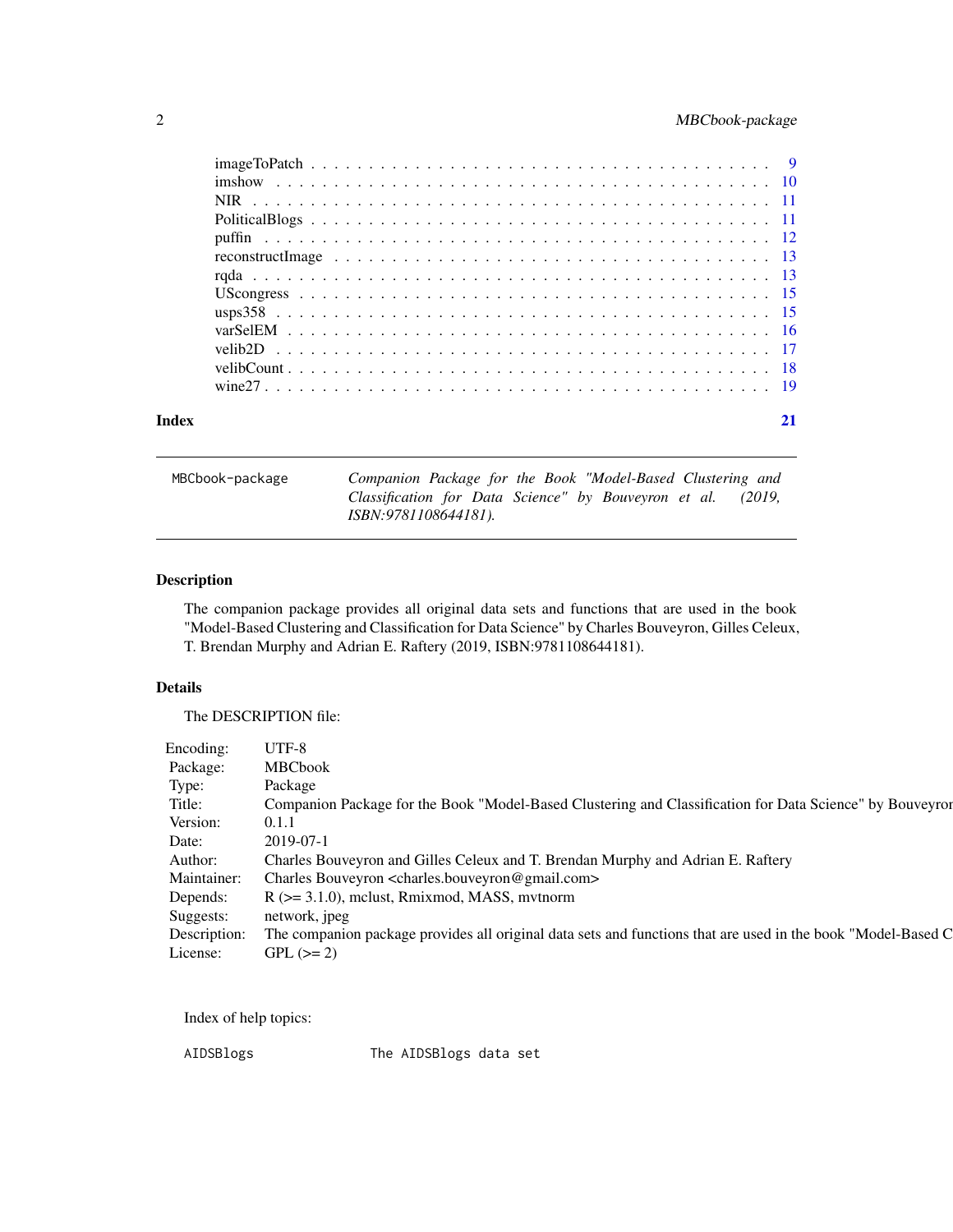| | |
|---|---|
| imageToPatch | 9 |
| imshow | 10 |
| NIR | 11 |
| PoliticalBlogs | 11 |
| puffin | 12 |
| reconstructImage | 13 |
| rqda | 13 |
| UScongress | 15 |
| usps358 | 15 |
| varSelEM | 16 |
| velib2D | 17 |
| velibCount | 18 |
| wine27 | 19 |

**Index** 21

---

`MBCbook-package` *Companion Package for the Book "Model-Based Clustering and Classification for Data Science" by Bouveyron et al. (2019, ISBN:9781108644181).*

---

## Description

The companion package provides all original data sets and functions that are used in the book "Model-Based Clustering and Classification for Data Science" by Charles Bouveyron, Gilles Celeux, T. Brendan Murphy and Adrian E. Raftery (2019, ISBN:9781108644181).

## Details

The DESCRIPTION file:

| | |
|---|---|
| Encoding: | UTF-8 |
| Package: | MBCbook |
| Type: | Package |
| Title: | Companion Package for the Book "Model-Based Clustering and Classification for Data Science" by Bouveyron |
| Version: | 0.1.1 |
| Date: | 2019-07-1 |
| Author: | Charles Bouveyron and Gilles Celeux and T. Brendan Murphy and Adrian E. Raftery |
| Maintainer: | Charles Bouveyron <charles.bouveyron@gmail.com> |
| Depends: | R (>= 3.1.0), mclust, Rmixmod, MASS, mvtnorm |
| Suggests: | network, jpeg |
| Description: | The companion package provides all original data sets and functions that are used in the book "Model-Based C |
| License: | GPL (>= 2) |

Index of help topics:

```
AIDSBlogs               The AIDSBlogs data set
```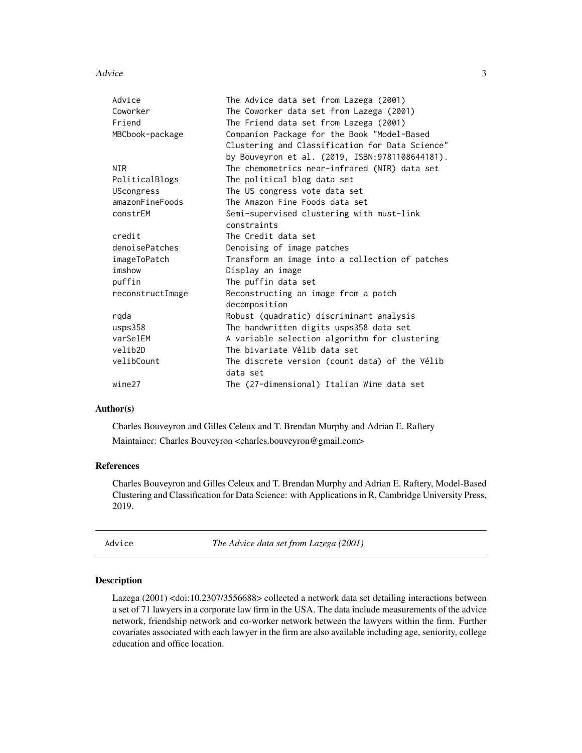| | |
|---|---|
| Advice | The Advice data set from Lazega (2001) |
| Coworker | The Coworker data set from Lazega (2001) |
| Friend | The Friend data set from Lazega (2001) |
| MBCbook-package | Companion Package for the Book "Model-Based Clustering and Classification for Data Science" by Bouveyron et al. (2019, ISBN:9781108644181). |
| NIR | The chemometrics near-infrared (NIR) data set |
| PoliticalBlogs | The political blog data set |
| UScongress | The US congress vote data set |
| amazonFineFoods | The Amazon Fine Foods data set |
| constrEM | Semi-supervised clustering with must-link constraints |
| credit | The Credit data set |
| denoisePatches | Denoising of image patches |
| imageToPatch | Transform an image into a collection of patches |
| imshow | Display an image |
| puffin | The puffin data set |
| reconstructImage | Reconstructing an image from a patch decomposition |
| rqda | Robust (quadratic) discriminant analysis |
| usps358 | The handwritten digits usps358 data set |
| varSelEM | A variable selection algorithm for clustering |
| velib2D | The bivariate Vélib data set |
| velibCount | The discrete version (count data) of the Vélib data set |
| wine27 | The (27-dimensional) Italian Wine data set |

### Author(s)

Charles Bouveyron and Gilles Celeux and T. Brendan Murphy and Adrian E. Raftery

Maintainer: Charles Bouveyron <charles.bouveyron@gmail.com>

### References

Charles Bouveyron and Gilles Celeux and T. Brendan Murphy and Adrian E. Raftery, Model-Based Clustering and Classification for Data Science: with Applications in R, Cambridge University Press, 2019.

---

## Advice — *The Advice data set from Lazega (2001)*

---

### Description

Lazega (2001) <doi:10.2307/3556688> collected a network data set detailing interactions between a set of 71 lawyers in a corporate law firm in the USA. The data include measurements of the advice network, friendship network and co-worker network between the lawyers within the firm. Further covariates associated with each lawyer in the firm are also available including age, seniority, college education and office location.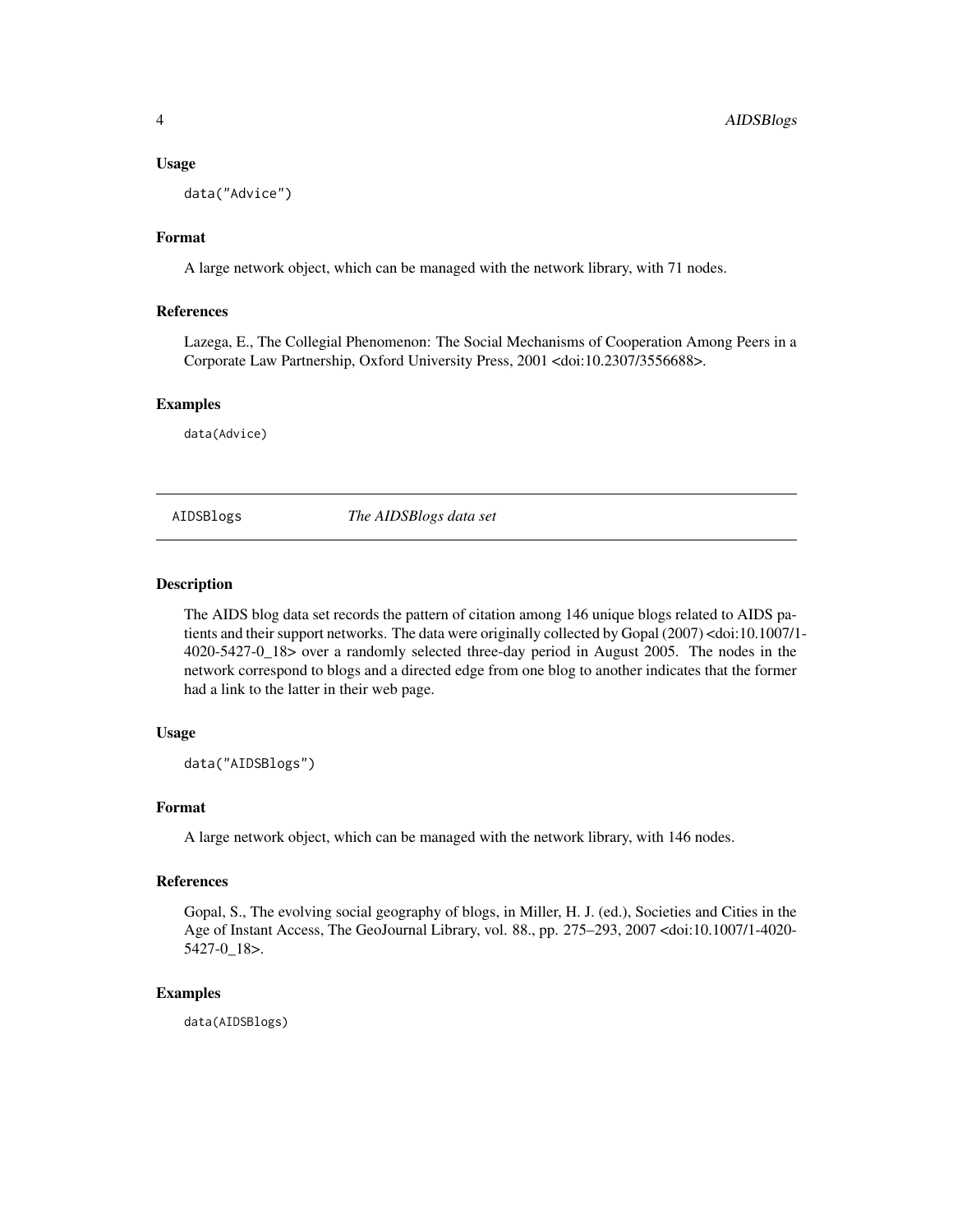### Usage

```
data("Advice")
```

### Format

A large network object, which can be managed with the network library, with 71 nodes.

### References

Lazega, E., The Collegial Phenomenon: The Social Mechanisms of Cooperation Among Peers in a Corporate Law Partnership, Oxford University Press, 2001 <doi:10.2307/3556688>.

### Examples

```
data(Advice)
```

---

## AIDSBlogs — *The AIDSBlogs data set*

---

### Description

The AIDS blog data set records the pattern of citation among 146 unique blogs related to AIDS patients and their support networks. The data were originally collected by Gopal (2007) <doi:10.1007/1-4020-5427-0_18> over a randomly selected three-day period in August 2005. The nodes in the network correspond to blogs and a directed edge from one blog to another indicates that the former had a link to the latter in their web page.

### Usage

```
data("AIDSBlogs")
```

### Format

A large network object, which can be managed with the network library, with 146 nodes.

### References

Gopal, S., The evolving social geography of blogs, in Miller, H. J. (ed.), Societies and Cities in the Age of Instant Access, The GeoJournal Library, vol. 88., pp. 275–293, 2007 <doi:10.1007/1-4020-5427-0_18>.

### Examples

```
data(AIDSBlogs)
```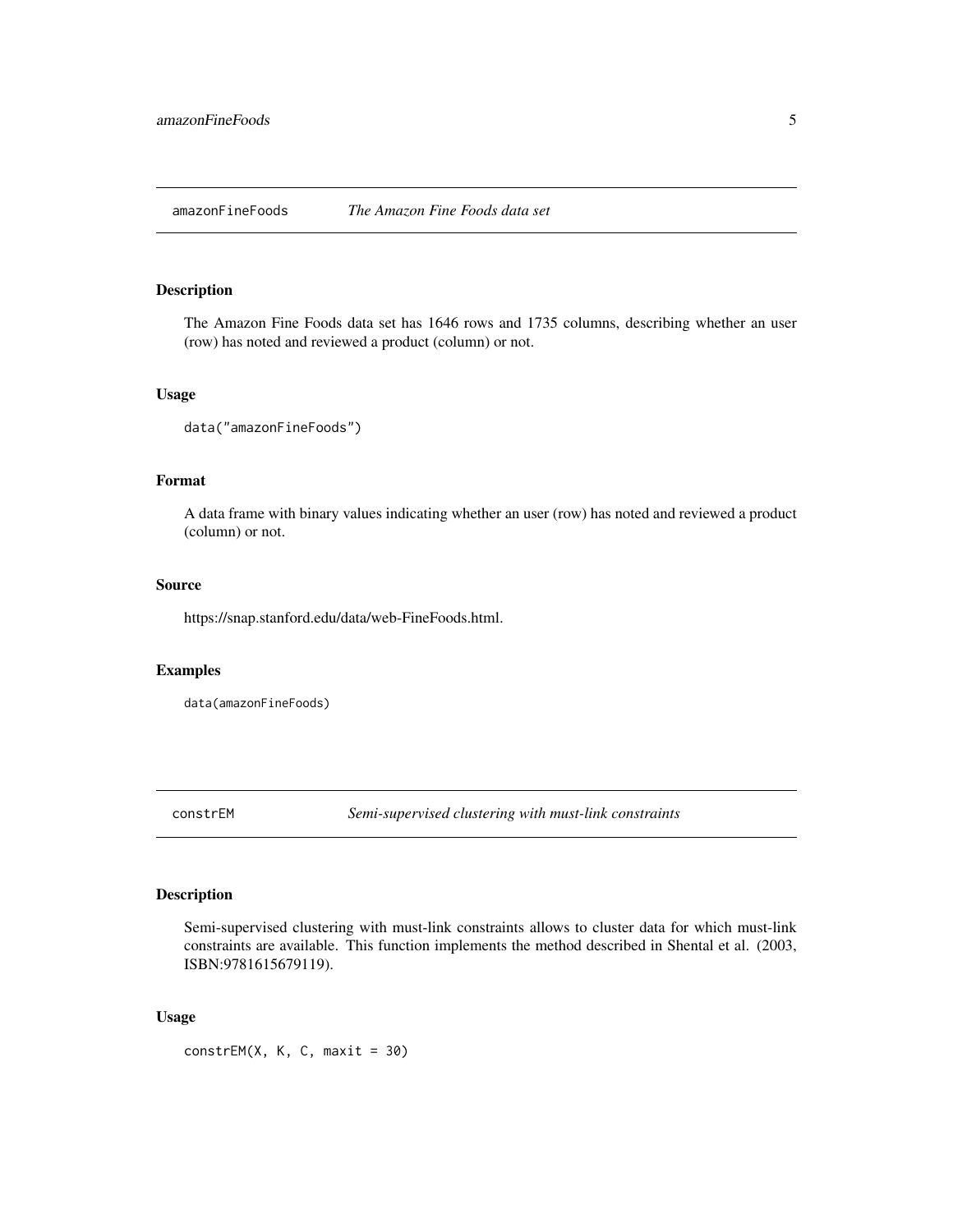## amazonFineFoods *The Amazon Fine Foods data set*

### Description

The Amazon Fine Foods data set has 1646 rows and 1735 columns, describing whether an user (row) has noted and reviewed a product (column) or not.

### Usage

```
data("amazonFineFoods")
```

### Format

A data frame with binary values indicating whether an user (row) has noted and reviewed a product (column) or not.

### Source

https://snap.stanford.edu/data/web-FineFoods.html.

### Examples

```
data(amazonFineFoods)
```

## constrEM *Semi-supervised clustering with must-link constraints*

### Description

Semi-supervised clustering with must-link constraints allows to cluster data for which must-link constraints are available. This function implements the method described in Shental et al. (2003, ISBN:9781615679119).

### Usage

```
constrEM(X, K, C, maxit = 30)
```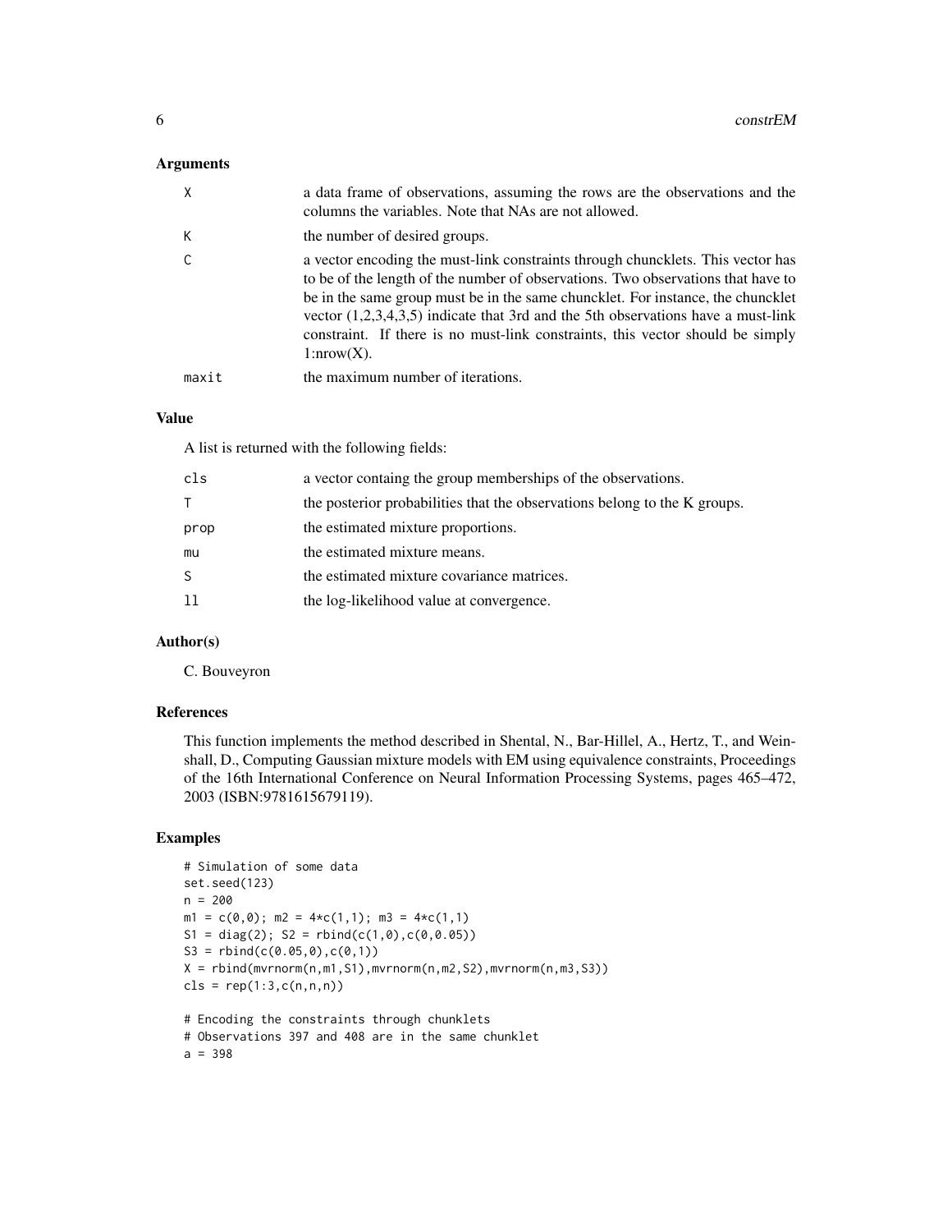### Arguments

| | |
|---|---|
| X | a data frame of observations, assuming the rows are the observations and the columns the variables. Note that NAs are not allowed. |
| K | the number of desired groups. |
| C | a vector encoding the must-link constraints through chuncklets. This vector has to be of the length of the number of observations. Two observations that have to be in the same group must be in the same chuncklet. For instance, the chuncklet vector (1,2,3,4,3,5) indicate that 3rd and the 5th observations have a must-link constraint. If there is no must-link constraints, this vector should be simply 1:nrow(X). |
| maxit | the maximum number of iterations. |

### Value

A list is returned with the following fields:

| | |
|---|---|
| cls | a vector containg the group memberships of the observations. |
| T | the posterior probabilities that the observations belong to the K groups. |
| prop | the estimated mixture proportions. |
| mu | the estimated mixture means. |
| S | the estimated mixture covariance matrices. |
| ll | the log-likelihood value at convergence. |

### Author(s)

C. Bouveyron

### References

This function implements the method described in Shental, N., Bar-Hillel, A., Hertz, T., and Weinshall, D., Computing Gaussian mixture models with EM using equivalence constraints, Proceedings of the 16th International Conference on Neural Information Processing Systems, pages 465–472, 2003 (ISBN:9781615679119).

### Examples

```
# Simulation of some data
set.seed(123)
n = 200
m1 = c(0,0); m2 = 4*c(1,1); m3 = 4*c(1,1)
S1 = diag(2); S2 = rbind(c(1,0),c(0,0.05))
S3 = rbind(c(0.05,0),c(0,1))
X = rbind(mvrnorm(n,m1,S1),mvrnorm(n,m2,S2),mvrnorm(n,m3,S3))
cls = rep(1:3,c(n,n,n))

# Encoding the constraints through chunklets
# Observations 397 and 408 are in the same chunklet
a = 398
```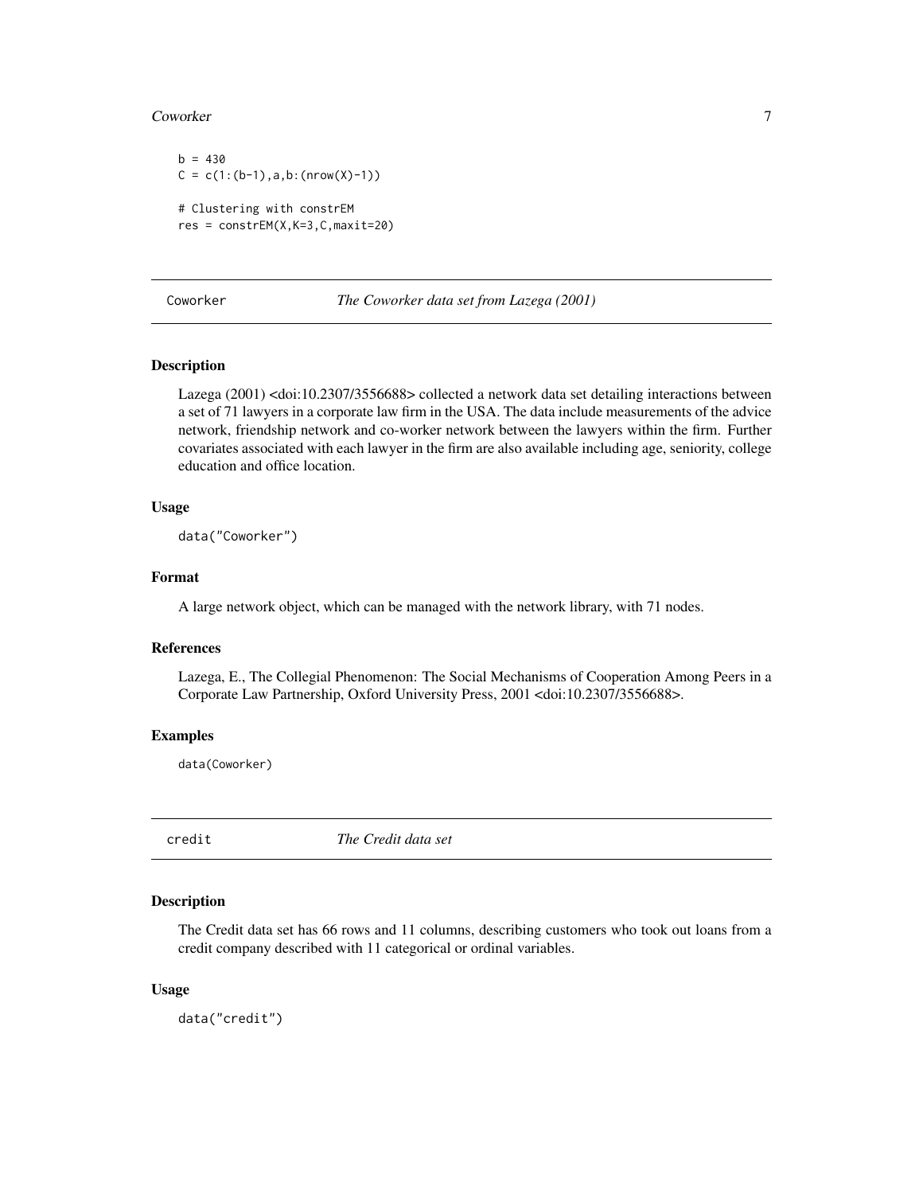```
b = 430
C = c(1:(b-1),a,b:(nrow(X)-1))

# Clustering with constrEM
res = constrEM(X,K=3,C,maxit=20)
```

## Coworker — *The Coworker data set from Lazega (2001)*

### Description

Lazega (2001) <doi:10.2307/3556688> collected a network data set detailing interactions between a set of 71 lawyers in a corporate law firm in the USA. The data include measurements of the advice network, friendship network and co-worker network between the lawyers within the firm. Further covariates associated with each lawyer in the firm are also available including age, seniority, college education and office location.

### Usage

```
data("Coworker")
```

### Format

A large network object, which can be managed with the network library, with 71 nodes.

### References

Lazega, E., The Collegial Phenomenon: The Social Mechanisms of Cooperation Among Peers in a Corporate Law Partnership, Oxford University Press, 2001 <doi:10.2307/3556688>.

### Examples

```
data(Coworker)
```

## credit — *The Credit data set*

### Description

The Credit data set has 66 rows and 11 columns, describing customers who took out loans from a credit company described with 11 categorical or ordinal variables.

### Usage

```
data("credit")
```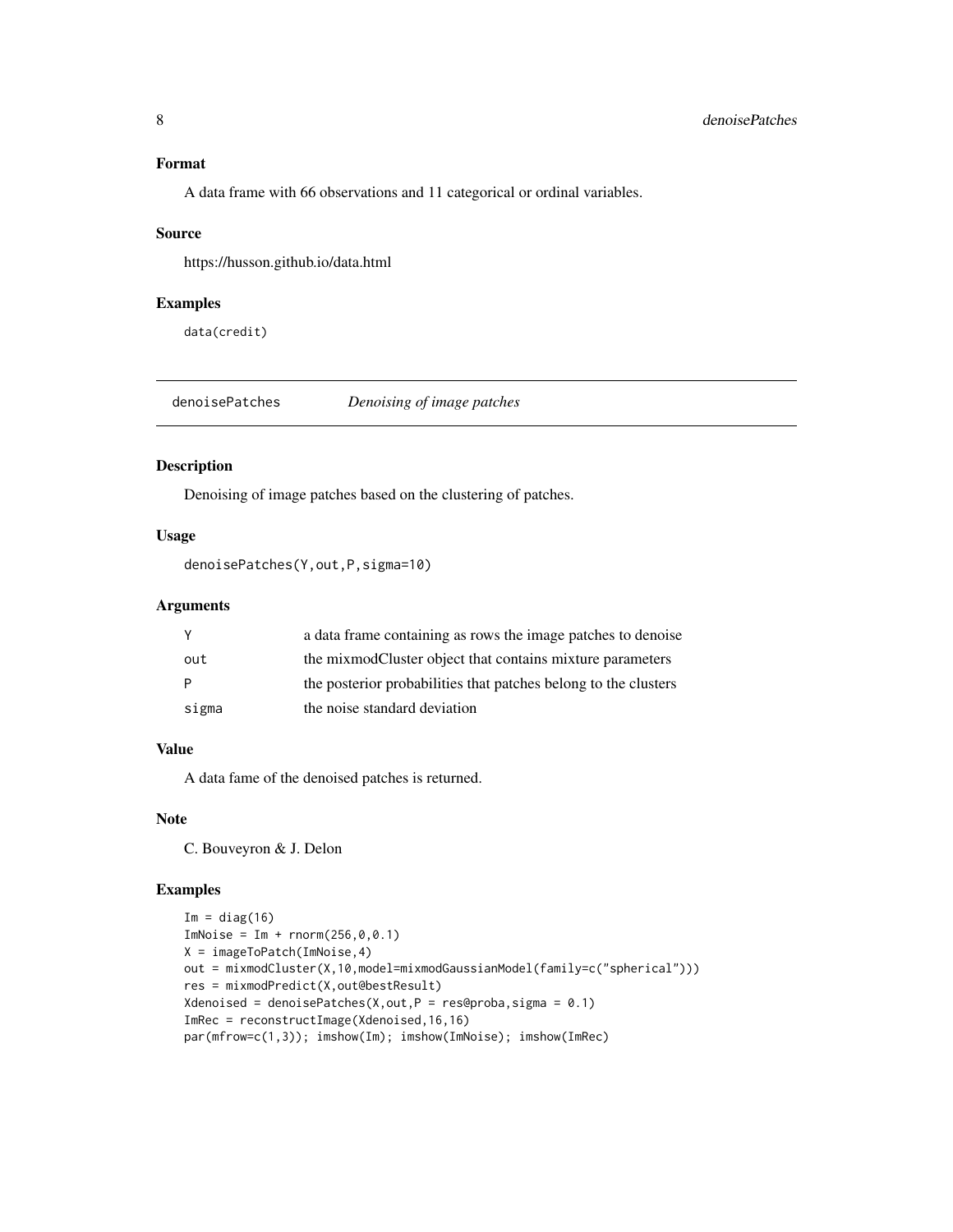### Format

A data frame with 66 observations and 11 categorical or ordinal variables.

### Source

https://husson.github.io/data.html

### Examples

```
data(credit)
```

---

## denoisePatches *Denoising of image patches*

---

### Description

Denoising of image patches based on the clustering of patches.

### Usage

```
denoisePatches(Y,out,P,sigma=10)
```

### Arguments

| | |
|---|---|
| Y | a data frame containing as rows the image patches to denoise |
| out | the mixmodCluster object that contains mixture parameters |
| P | the posterior probabilities that patches belong to the clusters |
| sigma | the noise standard deviation |

### Value

A data fame of the denoised patches is returned.

### Note

C. Bouveyron & J. Delon

### Examples

```
Im = diag(16)
ImNoise = Im + rnorm(256,0,0.1)
X = imageToPatch(ImNoise,4)
out = mixmodCluster(X,10,model=mixmodGaussianModel(family=c("spherical")))
res = mixmodPredict(X,out@bestResult)
Xdenoised = denoisePatches(X,out,P = res@proba,sigma = 0.1)
ImRec = reconstructImage(Xdenoised,16,16)
par(mfrow=c(1,3)); imshow(Im); imshow(ImNoise); imshow(ImRec)
```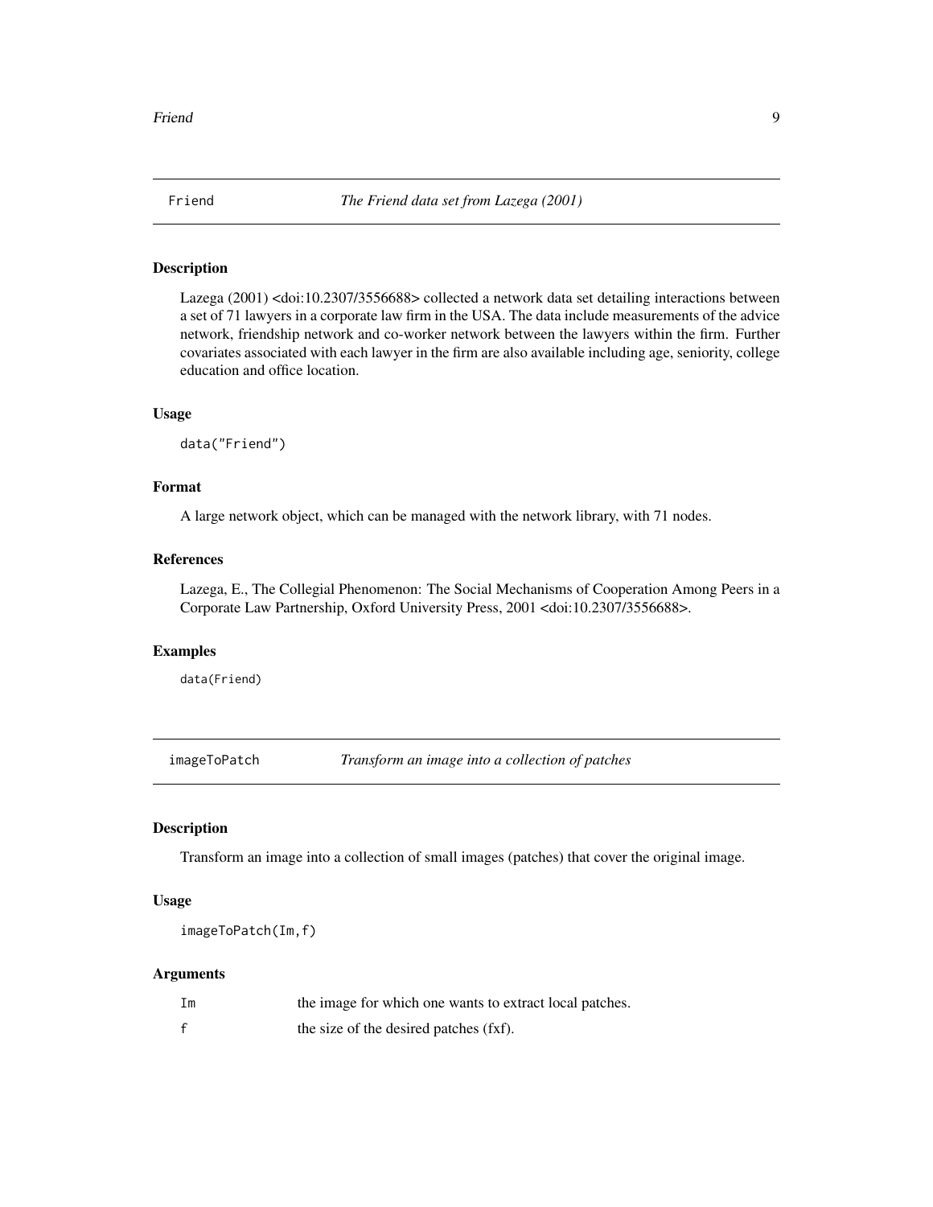## Friend — *The Friend data set from Lazega (2001)*

### Description

Lazega (2001) <doi:10.2307/3556688> collected a network data set detailing interactions between a set of 71 lawyers in a corporate law firm in the USA. The data include measurements of the advice network, friendship network and co-worker network between the lawyers within the firm. Further covariates associated with each lawyer in the firm are also available including age, seniority, college education and office location.

### Usage

```
data("Friend")
```

### Format

A large network object, which can be managed with the network library, with 71 nodes.

### References

Lazega, E., The Collegial Phenomenon: The Social Mechanisms of Cooperation Among Peers in a Corporate Law Partnership, Oxford University Press, 2001 <doi:10.2307/3556688>.

### Examples

```
data(Friend)
```

## imageToPatch — *Transform an image into a collection of patches*

### Description

Transform an image into a collection of small images (patches) that cover the original image.

### Usage

```
imageToPatch(Im,f)
```

### Arguments

| | |
|---|---|
| `Im` | the image for which one wants to extract local patches. |
| `f` | the size of the desired patches (fxf). |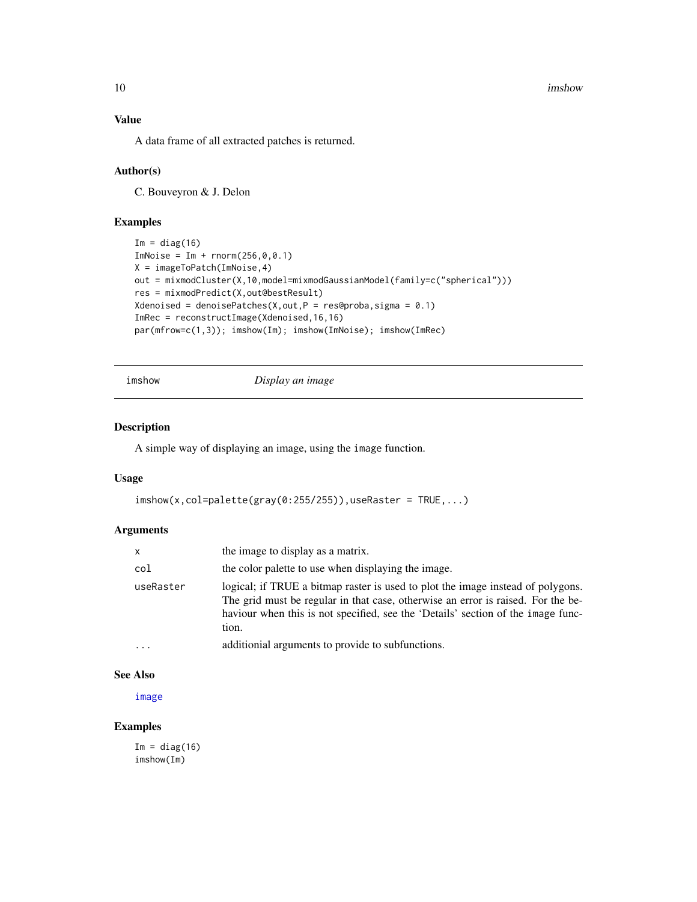### Value

A data frame of all extracted patches is returned.

### Author(s)

C. Bouveyron & J. Delon

### Examples

```
Im = diag(16)
ImNoise = Im + rnorm(256,0,0.1)
X = imageToPatch(ImNoise,4)
out = mixmodCluster(X,10,model=mixmodGaussianModel(family=c("spherical")))
res = mixmodPredict(X,out@bestResult)
Xdenoised = denoisePatches(X,out,P = res@proba,sigma = 0.1)
ImRec = reconstructImage(Xdenoised,16,16)
par(mfrow=c(1,3)); imshow(Im); imshow(ImNoise); imshow(ImRec)
```

---

## imshow *Display an image*

---

### Description

A simple way of displaying an image, using the image function.

### Usage

```
imshow(x,col=palette(gray(0:255/255)),useRaster = TRUE,...)
```

### Arguments

| | |
|---|---|
| x | the image to display as a matrix. |
| col | the color palette to use when displaying the image. |
| useRaster | logical; if TRUE a bitmap raster is used to plot the image instead of polygons. The grid must be regular in that case, otherwise an error is raised. For the behaviour when this is not specified, see the 'Details' section of the image function. |
| ... | additionial arguments to provide to subfunctions. |

### See Also

image

### Examples

```
Im = diag(16)
imshow(Im)
```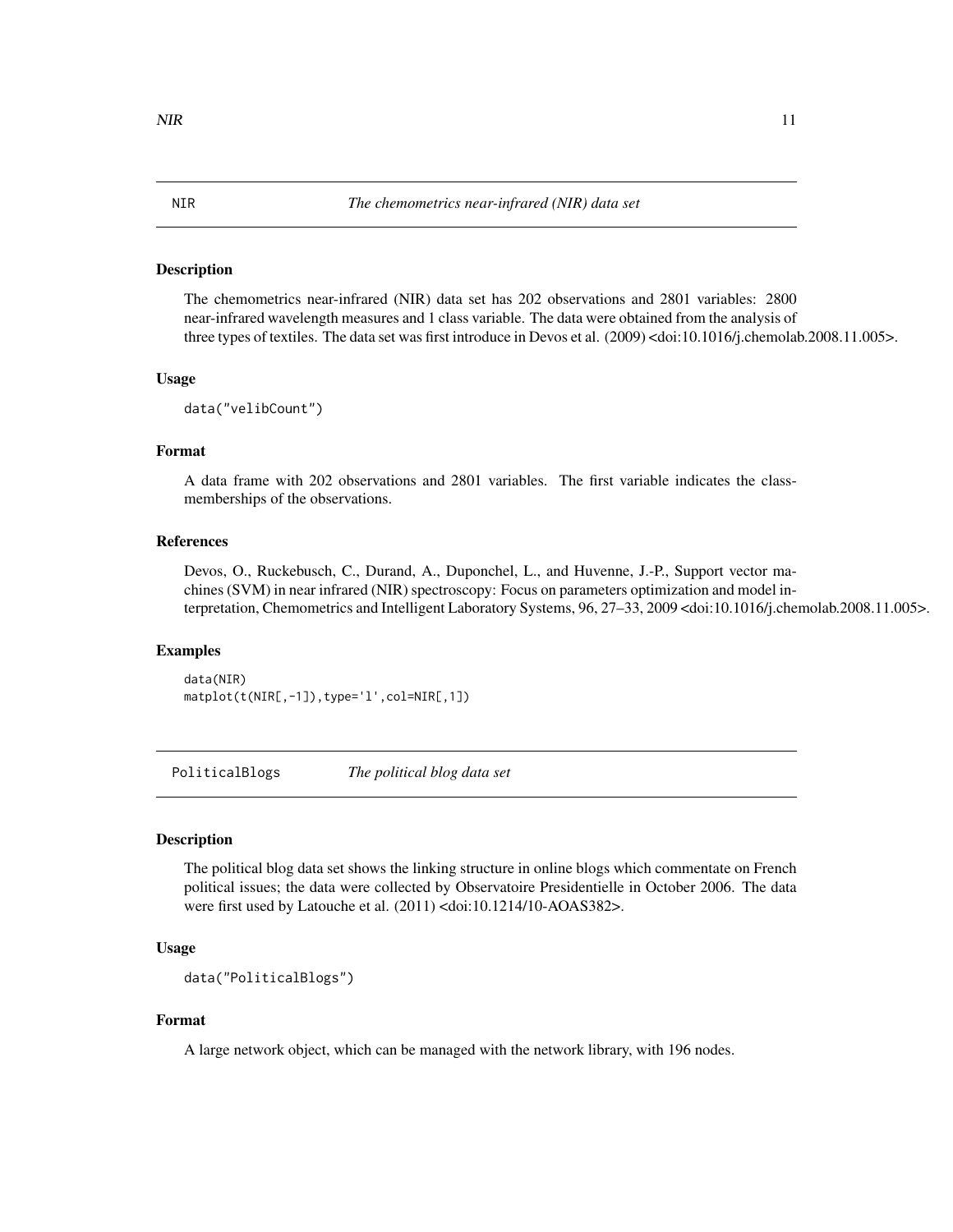## NIR — *The chemometrics near-infrared (NIR) data set*

### Description

The chemometrics near-infrared (NIR) data set has 202 observations and 2801 variables: 2800 near-infrared wavelength measures and 1 class variable. The data were obtained from the analysis of three types of textiles. The data set was first introduce in Devos et al. (2009) <doi:10.1016/j.chemolab.2008.11.005>.

### Usage

```
data("velibCount")
```

### Format

A data frame with 202 observations and 2801 variables. The first variable indicates the class-memberships of the observations.

### References

Devos, O., Ruckebusch, C., Durand, A., Duponchel, L., and Huvenne, J.-P., Support vector machines (SVM) in near infrared (NIR) spectroscopy: Focus on parameters optimization and model interpretation, Chemometrics and Intelligent Laboratory Systems, 96, 27–33, 2009 <doi:10.1016/j.chemolab.2008.11.005>.

### Examples

```
data(NIR)
matplot(t(NIR[,-1]),type='l',col=NIR[,1])
```

## PoliticalBlogs — *The political blog data set*

### Description

The political blog data set shows the linking structure in online blogs which commentate on French political issues; the data were collected by Observatoire Presidentielle in October 2006. The data were first used by Latouche et al. (2011) <doi:10.1214/10-AOAS382>.

### Usage

```
data("PoliticalBlogs")
```

### Format

A large network object, which can be managed with the network library, with 196 nodes.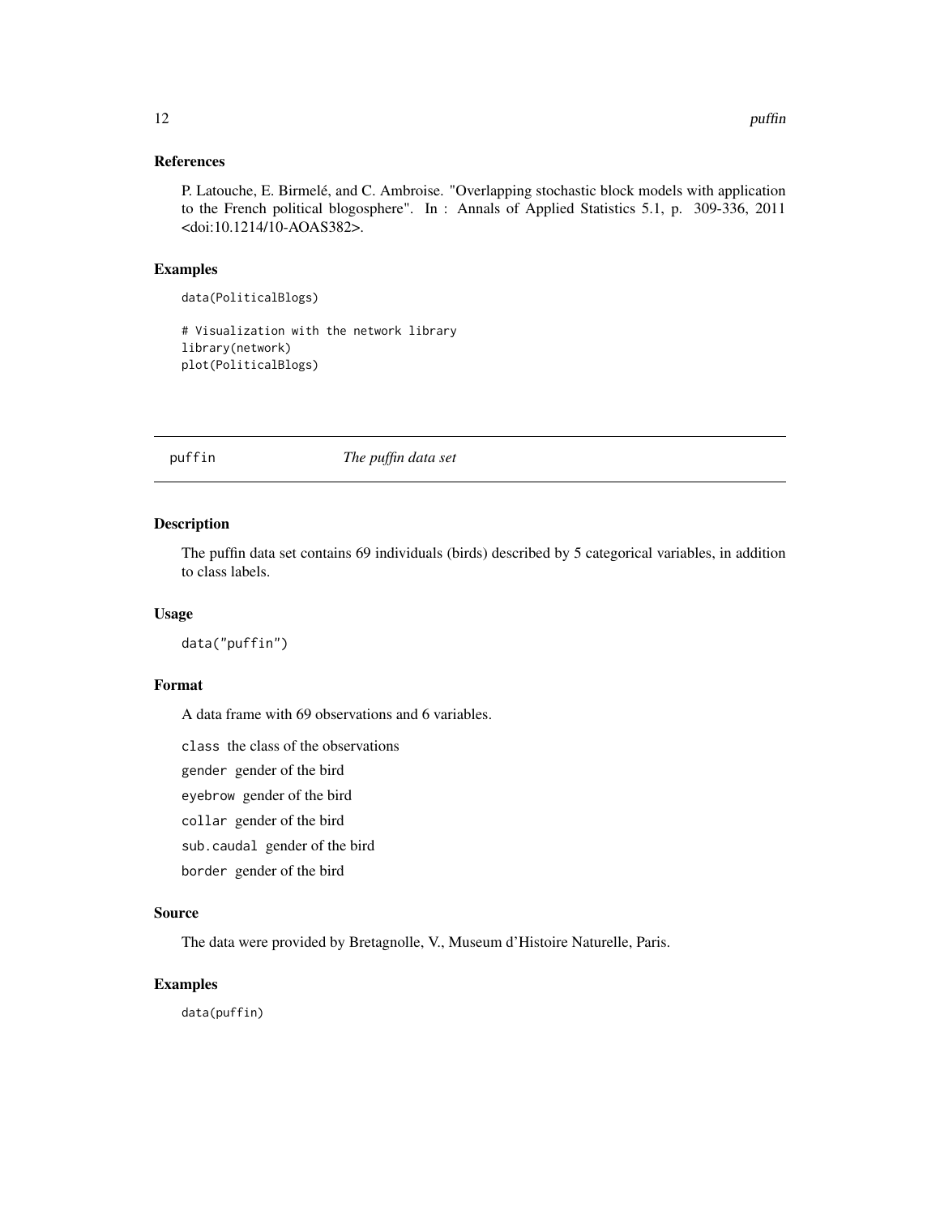### References

P. Latouche, E. Birmelé, and C. Ambroise. "Overlapping stochastic block models with application to the French political blogosphere". In : Annals of Applied Statistics 5.1, p. 309-336, 2011 <doi:10.1214/10-AOAS382>.

### Examples

```
data(PoliticalBlogs)

# Visualization with the network library
library(network)
plot(PoliticalBlogs)
```

---

## puffin *The puffin data set*

---

### Description

The puffin data set contains 69 individuals (birds) described by 5 categorical variables, in addition to class labels.

### Usage

```
data("puffin")
```

### Format

A data frame with 69 observations and 6 variables.

`class` the class of the observations

`gender` gender of the bird

`eyebrow` gender of the bird

`collar` gender of the bird

`sub.caudal` gender of the bird

`border` gender of the bird

### Source

The data were provided by Bretagnolle, V., Museum d'Histoire Naturelle, Paris.

### Examples

```
data(puffin)
```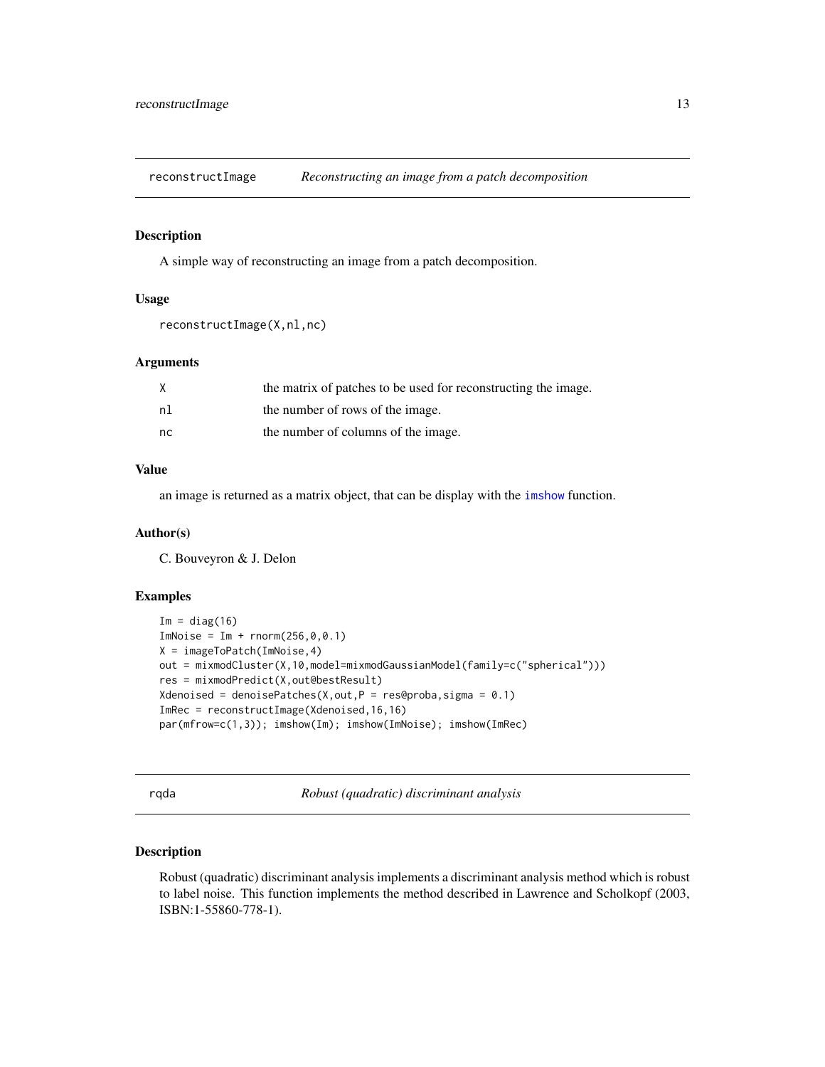## reconstructImage *Reconstructing an image from a patch decomposition*

### Description

A simple way of reconstructing an image from a patch decomposition.

### Usage

```
reconstructImage(X,nl,nc)
```

### Arguments

| | |
|---|---|
| X | the matrix of patches to be used for reconstructing the image. |
| nl | the number of rows of the image. |
| nc | the number of columns of the image. |

### Value

an image is returned as a matrix object, that can be display with the imshow function.

### Author(s)

C. Bouveyron & J. Delon

### Examples

```
Im = diag(16)
ImNoise = Im + rnorm(256,0,0.1)
X = imageToPatch(ImNoise,4)
out = mixmodCluster(X,10,model=mixmodGaussianModel(family=c("spherical")))
res = mixmodPredict(X,out@bestResult)
Xdenoised = denoisePatches(X,out,P = res@proba,sigma = 0.1)
ImRec = reconstructImage(Xdenoised,16,16)
par(mfrow=c(1,3)); imshow(Im); imshow(ImNoise); imshow(ImRec)
```

## rqda *Robust (quadratic) discriminant analysis*

### Description

Robust (quadratic) discriminant analysis implements a discriminant analysis method which is robust to label noise. This function implements the method described in Lawrence and Scholkopf (2003, ISBN:1-55860-778-1).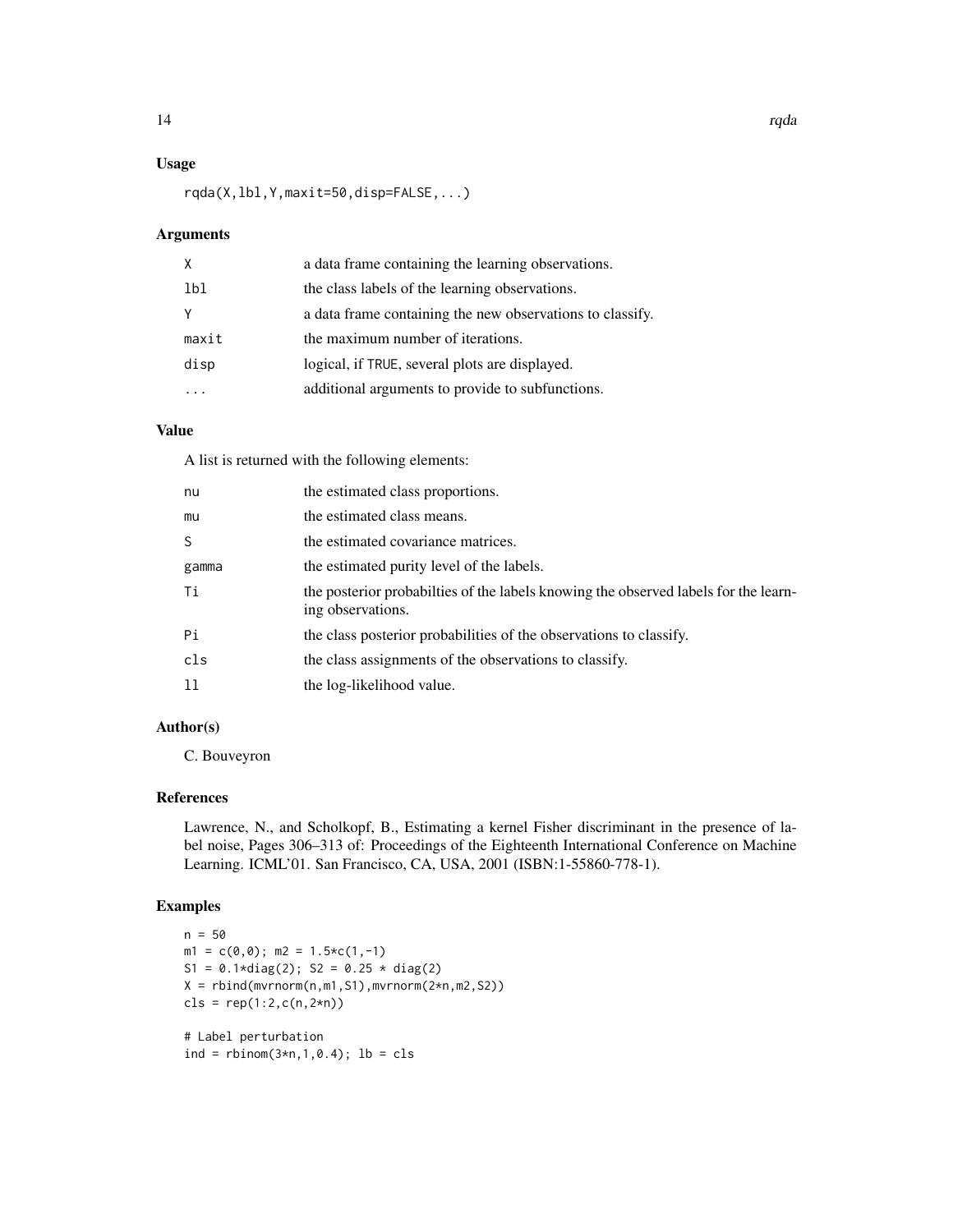### Usage

```
rqda(X,lbl,Y,maxit=50,disp=FALSE,...)
```

### Arguments

| | |
|---|---|
| X | a data frame containing the learning observations. |
| lbl | the class labels of the learning observations. |
| Y | a data frame containing the new observations to classify. |
| maxit | the maximum number of iterations. |
| disp | logical, if TRUE, several plots are displayed. |
| ... | additional arguments to provide to subfunctions. |

### Value

A list is returned with the following elements:

| | |
|---|---|
| nu | the estimated class proportions. |
| mu | the estimated class means. |
| S | the estimated covariance matrices. |
| gamma | the estimated purity level of the labels. |
| Ti | the posterior probabilties of the labels knowing the observed labels for the learning observations. |
| Pi | the class posterior probabilities of the observations to classify. |
| cls | the class assignments of the observations to classify. |
| ll | the log-likelihood value. |

### Author(s)

C. Bouveyron

### References

Lawrence, N., and Scholkopf, B., Estimating a kernel Fisher discriminant in the presence of label noise, Pages 306–313 of: Proceedings of the Eighteenth International Conference on Machine Learning. ICML'01. San Francisco, CA, USA, 2001 (ISBN:1-55860-778-1).

### Examples

```
n = 50
m1 = c(0,0); m2 = 1.5*c(1,-1)
S1 = 0.1*diag(2); S2 = 0.25 * diag(2)
X = rbind(mvrnorm(n,m1,S1),mvrnorm(2*n,m2,S2))
cls = rep(1:2,c(n,2*n))

# Label perturbation
ind = rbinom(3*n,1,0.4); lb = cls
```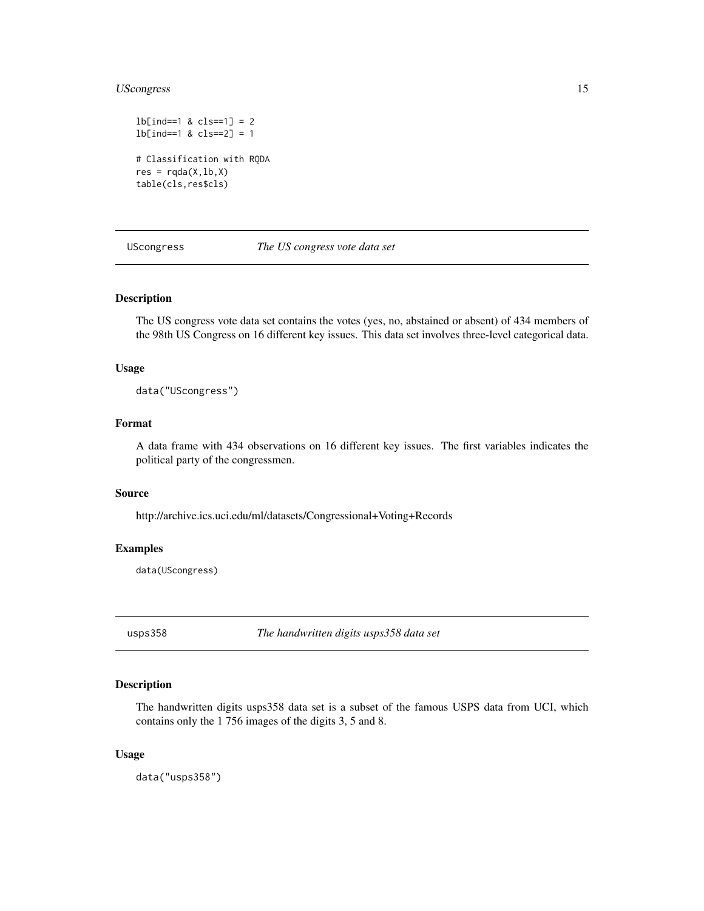```
lb[ind==1 & cls==1] = 2
lb[ind==1 & cls==2] = 1

# Classification with RQDA
res = rqda(X,lb,X)
table(cls,res$cls)
```

## USCongress — *The US congress vote data set*

### Description

The US congress vote data set contains the votes (yes, no, abstained or absent) of 434 members of the 98th US Congress on 16 different key issues. This data set involves three-level categorical data.

### Usage

```
data("UScongress")
```

### Format

A data frame with 434 observations on 16 different key issues. The first variables indicates the political party of the congressmen.

### Source

http://archive.ics.uci.edu/ml/datasets/Congressional+Voting+Records

### Examples

```
data(UScongress)
```

## usps358 — *The handwritten digits usps358 data set*

### Description

The handwritten digits usps358 data set is a subset of the famous USPS data from UCI, which contains only the 1 756 images of the digits 3, 5 and 8.

### Usage

```
data("usps358")
```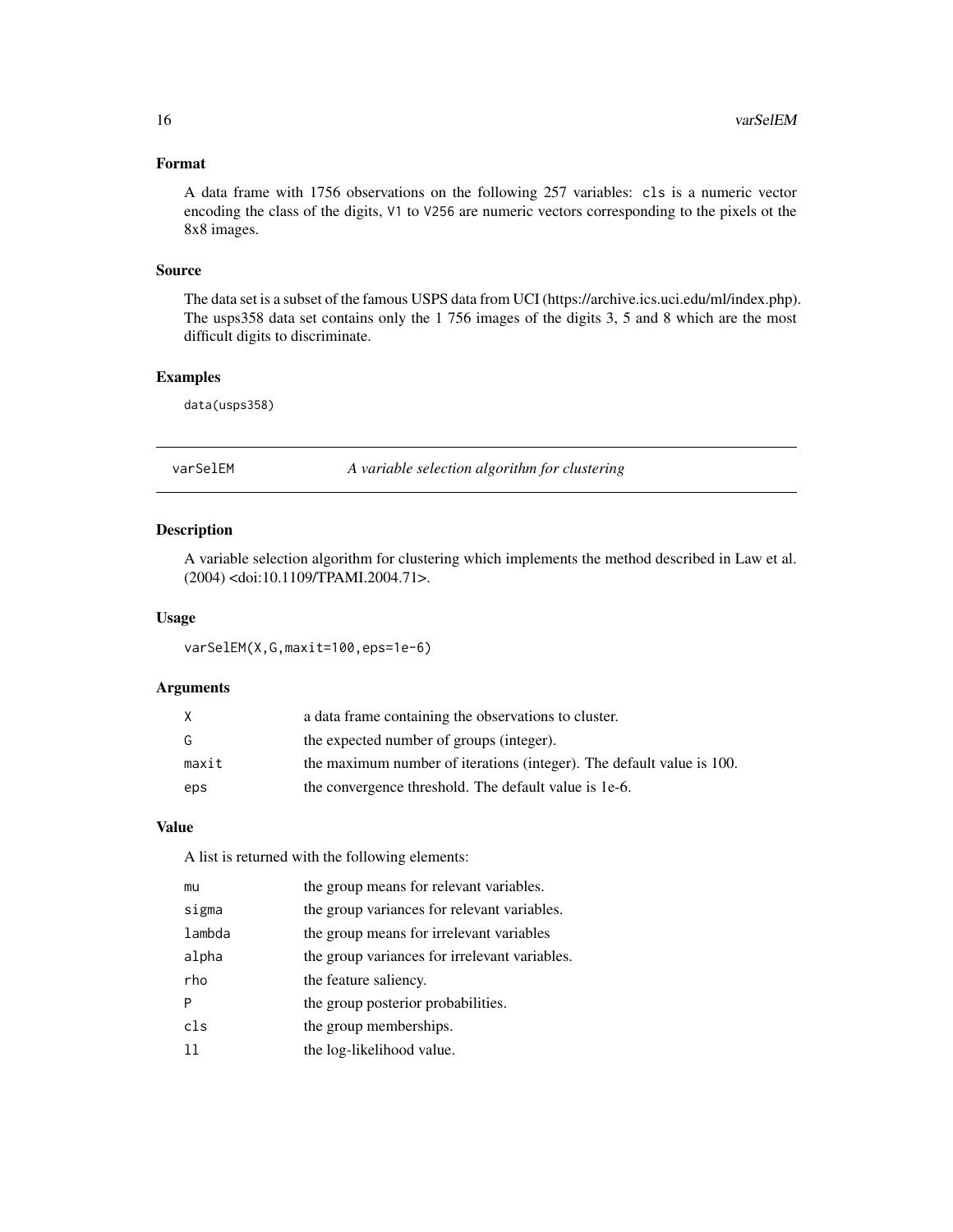### Format

A data frame with 1756 observations on the following 257 variables: `cls` is a numeric vector encoding the class of the digits, `V1` to `V256` are numeric vectors corresponding to the pixels ot the 8x8 images.

### Source

The data set is a subset of the famous USPS data from UCI (https://archive.ics.uci.edu/ml/index.php). The usps358 data set contains only the 1 756 images of the digits 3, 5 and 8 which are the most difficult digits to discriminate.

### Examples

```
data(usps358)
```

---

## varSelEM — *A variable selection algorithm for clustering*

### Description

A variable selection algorithm for clustering which implements the method described in Law et al. (2004) <doi:10.1109/TPAMI.2004.71>.

### Usage

```
varSelEM(X,G,maxit=100,eps=1e-6)
```

### Arguments

| | |
|---|---|
| `X` | a data frame containing the observations to cluster. |
| `G` | the expected number of groups (integer). |
| `maxit` | the maximum number of iterations (integer). The default value is 100. |
| `eps` | the convergence threshold. The default value is 1e-6. |

### Value

A list is returned with the following elements:

| | |
|---|---|
| `mu` | the group means for relevant variables. |
| `sigma` | the group variances for relevant variables. |
| `lambda` | the group means for irrelevant variables |
| `alpha` | the group variances for irrelevant variables. |
| `rho` | the feature saliency. |
| `P` | the group posterior probabilities. |
| `cls` | the group memberships. |
| `ll` | the log-likelihood value. |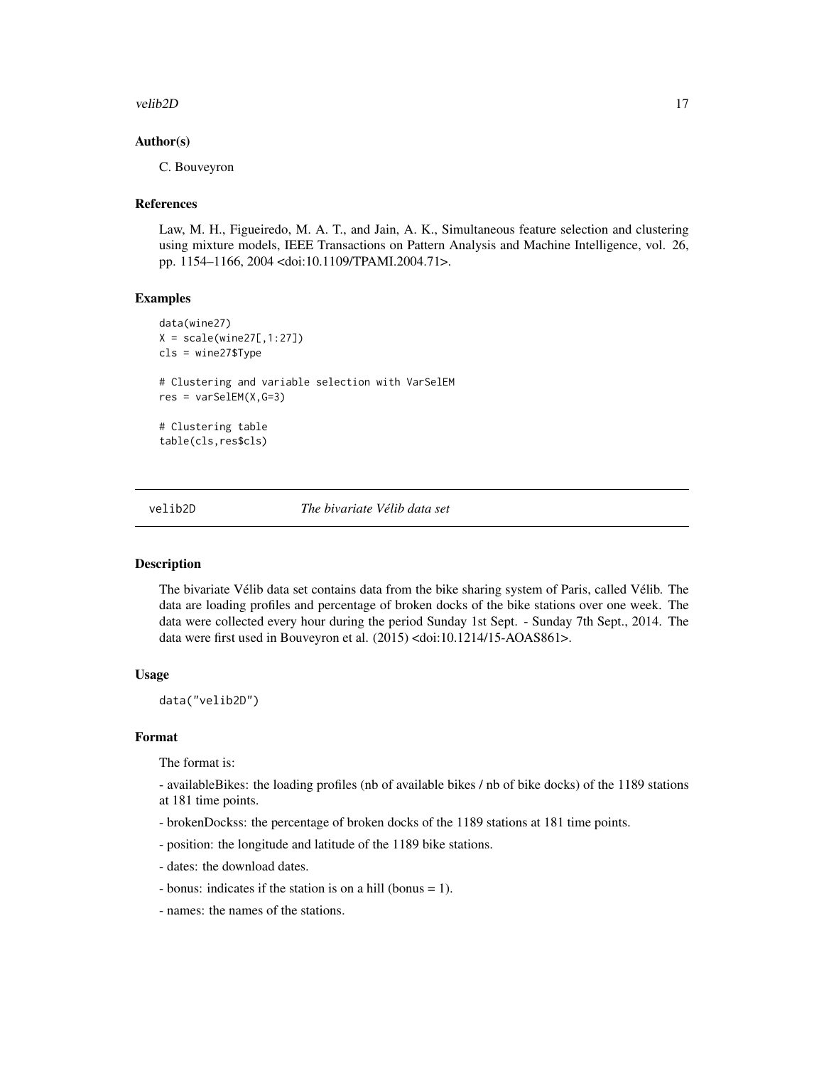### Author(s)

C. Bouveyron

### References

Law, M. H., Figueiredo, M. A. T., and Jain, A. K., Simultaneous feature selection and clustering using mixture models, IEEE Transactions on Pattern Analysis and Machine Intelligence, vol. 26, pp. 1154–1166, 2004 <doi:10.1109/TPAMI.2004.71>.

### Examples

```
data(wine27)
X = scale(wine27[,1:27])
cls = wine27$Type

# Clustering and variable selection with VarSelEM
res = varSelEM(X,G=3)

# Clustering table
table(cls,res$cls)
```

---

## velib2D — *The bivariate Vélib data set*

---

### Description

The bivariate Vélib data set contains data from the bike sharing system of Paris, called Vélib. The data are loading profiles and percentage of broken docks of the bike stations over one week. The data were collected every hour during the period Sunday 1st Sept. - Sunday 7th Sept., 2014. The data were first used in Bouveyron et al. (2015) <doi:10.1214/15-AOAS861>.

### Usage

```
data("velib2D")
```

### Format

The format is:

- availableBikes: the loading profiles (nb of available bikes / nb of bike docks) of the 1189 stations at 181 time points.

- brokenDockss: the percentage of broken docks of the 1189 stations at 181 time points.

- position: the longitude and latitude of the 1189 bike stations.

- dates: the download dates.

- bonus: indicates if the station is on a hill (bonus = 1).

- names: the names of the stations.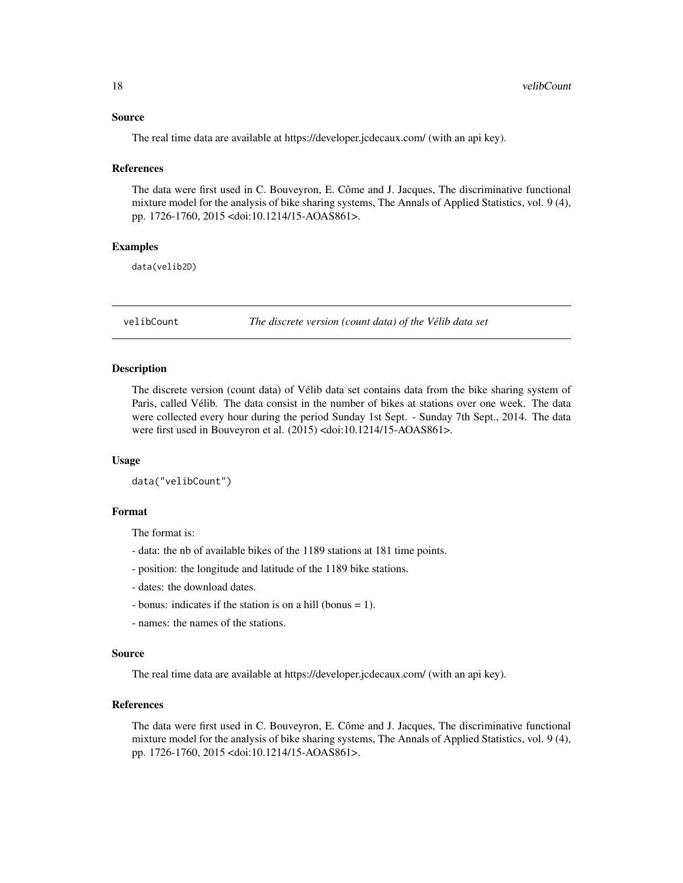### Source

The real time data are available at https://developer.jcdecaux.com/ (with an api key).

### References

The data were first used in C. Bouveyron, E. Côme and J. Jacques, The discriminative functional mixture model for the analysis of bike sharing systems, The Annals of Applied Statistics, vol. 9 (4), pp. 1726-1760, 2015 <doi:10.1214/15-AOAS861>.

### Examples

```
data(velib2D)
```

---

## velibCount — *The discrete version (count data) of the Vélib data set*

---

### Description

The discrete version (count data) of Vélib data set contains data from the bike sharing system of Paris, called Vélib. The data consist in the number of bikes at stations over one week. The data were collected every hour during the period Sunday 1st Sept. - Sunday 7th Sept., 2014. The data were first used in Bouveyron et al. (2015) <doi:10.1214/15-AOAS861>.

### Usage

```
data("velibCount")
```

### Format

The format is:

- data: the nb of available bikes of the 1189 stations at 181 time points.
- position: the longitude and latitude of the 1189 bike stations.
- dates: the download dates.
- bonus: indicates if the station is on a hill (bonus = 1).
- names: the names of the stations.

### Source

The real time data are available at https://developer.jcdecaux.com/ (with an api key).

### References

The data were first used in C. Bouveyron, E. Côme and J. Jacques, The discriminative functional mixture model for the analysis of bike sharing systems, The Annals of Applied Statistics, vol. 9 (4), pp. 1726-1760, 2015 <doi:10.1214/15-AOAS861>.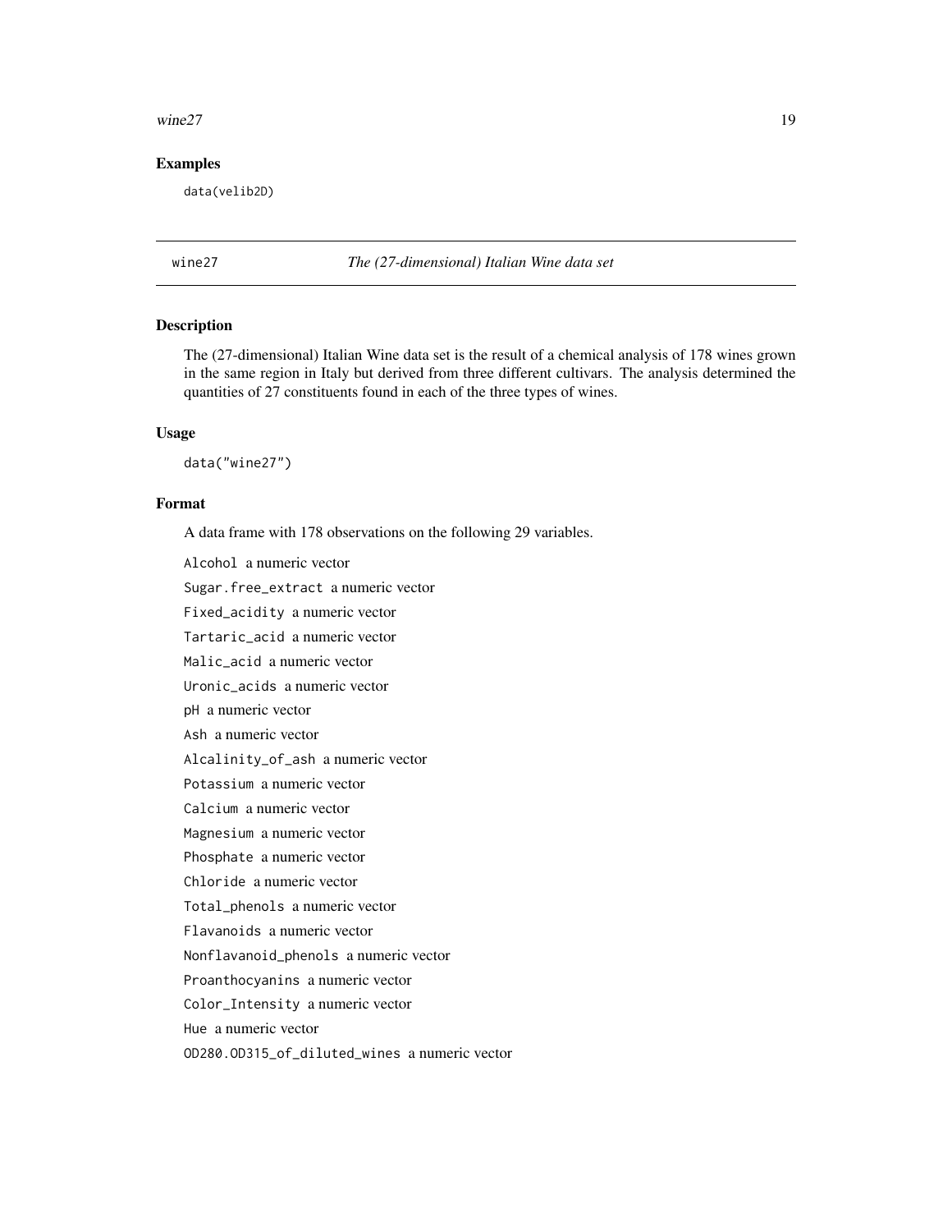## Examples

```
data(velib2D)
```

---

## wine27 — *The (27-dimensional) Italian Wine data set*

### Description

The (27-dimensional) Italian Wine data set is the result of a chemical analysis of 178 wines grown in the same region in Italy but derived from three different cultivars. The analysis determined the quantities of 27 constituents found in each of the three types of wines.

### Usage

```
data("wine27")
```

### Format

A data frame with 178 observations on the following 29 variables.

`Alcohol` a numeric vector

`Sugar.free_extract` a numeric vector

`Fixed_acidity` a numeric vector

`Tartaric_acid` a numeric vector

`Malic_acid` a numeric vector

`Uronic_acids` a numeric vector

`pH` a numeric vector

`Ash` a numeric vector

`Alcalinity_of_ash` a numeric vector

`Potassium` a numeric vector

`Calcium` a numeric vector

`Magnesium` a numeric vector

`Phosphate` a numeric vector

`Chloride` a numeric vector

`Total_phenols` a numeric vector

`Flavanoids` a numeric vector

`Nonflavanoid_phenols` a numeric vector

`Proanthocyanins` a numeric vector

`Color_Intensity` a numeric vector

`Hue` a numeric vector

`OD280.OD315_of_diluted_wines` a numeric vector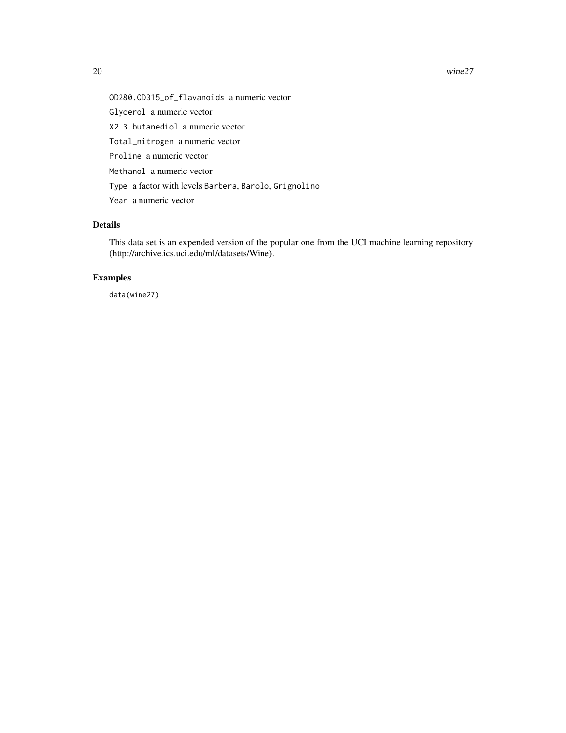`OD280.OD315_of_flavanoids` a numeric vector

`Glycerol` a numeric vector

`X2.3.butanediol` a numeric vector

`Total_nitrogen` a numeric vector

`Proline` a numeric vector

`Methanol` a numeric vector

`Type` a factor with levels `Barbera`, `Barolo`, `Grignolino`

`Year` a numeric vector

## Details

This data set is an expended version of the popular one from the UCI machine learning repository (http://archive.ics.uci.edu/ml/datasets/Wine).

## Examples

```
data(wine27)
```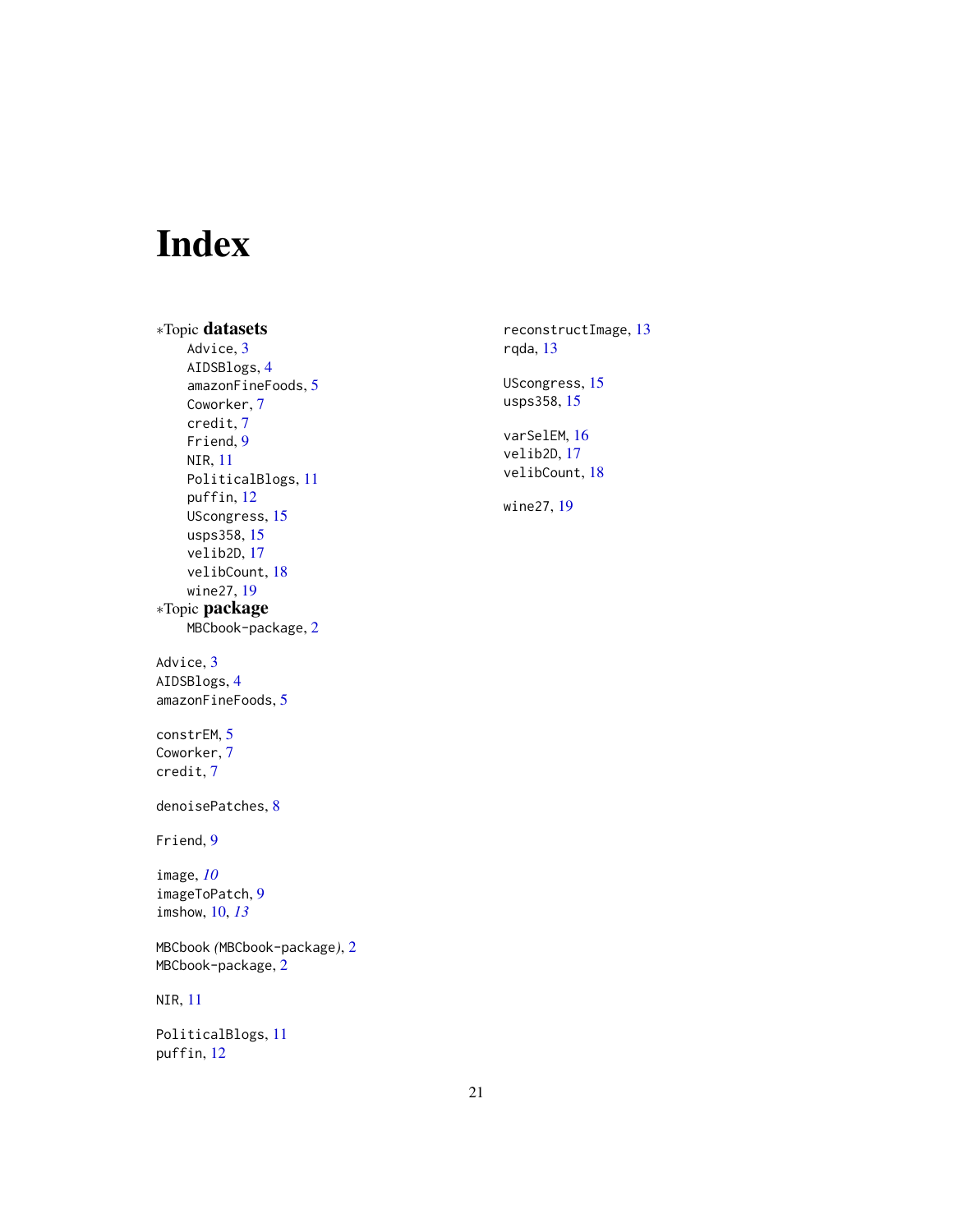# Index

∗Topic **datasets**
- Advice, 3
- AIDSBlogs, 4
- amazonFineFoods, 5
- Coworker, 7
- credit, 7
- Friend, 9
- NIR, 11
- PoliticalBlogs, 11
- puffin, 12
- UScongress, 15
- usps358, 15
- velib2D, 17
- velibCount, 18
- wine27, 19

∗Topic **package**
- MBCbook-package, 2

Advice, 3
AIDSBlogs, 4
amazonFineFoods, 5

constrEM, 5
Coworker, 7
credit, 7

denoisePatches, 8

Friend, 9

image, *10*
imageToPatch, 9
imshow, 10, *13*

MBCbook *(*MBCbook-package*)*, 2
MBCbook-package, 2

NIR, 11

PoliticalBlogs, 11
puffin, 12

reconstructImage, 13
rqda, 13

UScongress, 15
usps358, 15

varSelEM, 16
velib2D, 17
velibCount, 18

wine27, 19